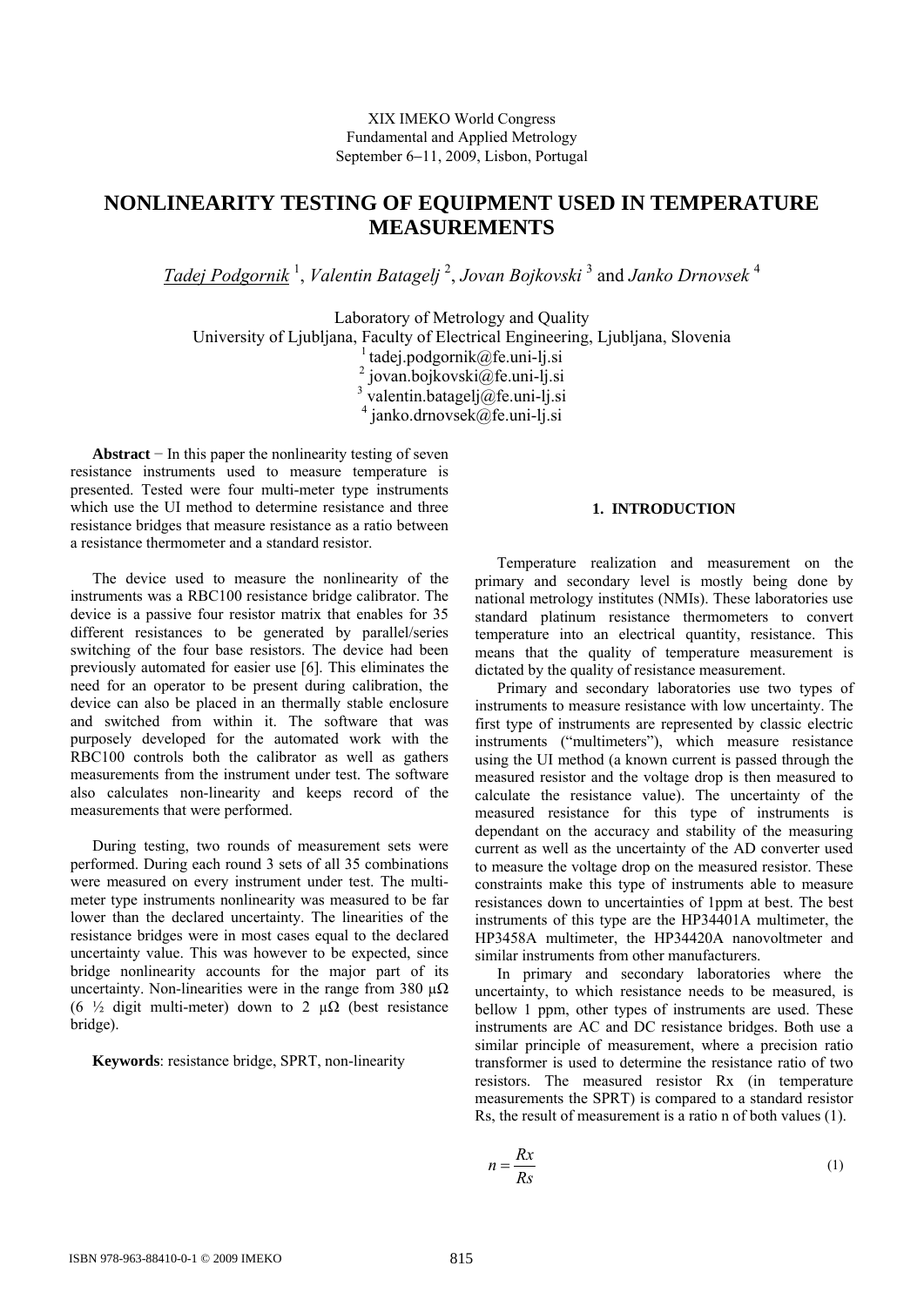XIX IMEKO World Congress
Fundamental and Applied Metrology
September 6−11, 2009, Lisbon, Portugal

# NONLINEARITY TESTING OF EQUIPMENT USED IN TEMPERATURE MEASUREMENTS

*Tadej Podgornik* [1], *Valentin Batagelj* [2], *Jovan Bojkovski* [3] and *Janko Drnovsek* [4]

Laboratory of Metrology and Quality
University of Ljubljana, Faculty of Electrical Engineering, Ljubljana, Slovenia
[1] tadej.podgornik@fe.uni-lj.si
[2] jovan.bojkovski@fe.uni-lj.si
[3] valentin.batagelj@fe.uni-lj.si
[4] janko.drnovsek@fe.uni-lj.si

**Abstract** − In this paper the nonlinearity testing of seven resistance instruments used to measure temperature is presented. Tested were four multi-meter type instruments which use the UI method to determine resistance and three resistance bridges that measure resistance as a ratio between a resistance thermometer and a standard resistor.

The device used to measure the nonlinearity of the instruments was a RBC100 resistance bridge calibrator. The device is a passive four resistor matrix that enables for 35 different resistances to be generated by parallel/series switching of the four base resistors. The device had been previously automated for easier use [6]. This eliminates the need for an operator to be present during calibration, the device can also be placed in an thermally stable enclosure and switched from within it. The software that was purposely developed for the automated work with the RBC100 controls both the calibrator as well as gathers measurements from the instrument under test. The software also calculates non-linearity and keeps record of the measurements that were performed.

During testing, two rounds of measurement sets were performed. During each round 3 sets of all 35 combinations were measured on every instrument under test. The multi-meter type instruments nonlinearity was measured to be far lower than the declared uncertainty. The linearities of the resistance bridges were in most cases equal to the declared uncertainty value. This was however to be expected, since bridge nonlinearity accounts for the major part of its uncertainty. Non-linearities were in the range from 380 μΩ (6 ½ digit multi-meter) down to 2 μΩ (best resistance bridge).

**Keywords**: resistance bridge, SPRT, non-linearity

## 1. INTRODUCTION

Temperature realization and measurement on the primary and secondary level is mostly being done by national metrology institutes (NMIs). These laboratories use standard platinum resistance thermometers to convert temperature into an electrical quantity, resistance. This means that the quality of temperature measurement is dictated by the quality of resistance measurement.

Primary and secondary laboratories use two types of instruments to measure resistance with low uncertainty. The first type of instruments are represented by classic electric instruments ("multimeters"), which measure resistance using the UI method (a known current is passed through the measured resistor and the voltage drop is then measured to calculate the resistance value). The uncertainty of the measured resistance for this type of instruments is dependant on the accuracy and stability of the measuring current as well as the uncertainty of the AD converter used to measure the voltage drop on the measured resistor. These constraints make this type of instruments able to measure resistances down to uncertainties of 1ppm at best. The best instruments of this type are the HP34401A multimeter, the HP3458A multimeter, the HP34420A nanovoltmeter and similar instruments from other manufacturers.

In primary and secondary laboratories where the uncertainty, to which resistance needs to be measured, is bellow 1 ppm, other types of instruments are used. These instruments are AC and DC resistance bridges. Both use a similar principle of measurement, where a precision ratio transformer is used to determine the resistance ratio of two resistors. The measured resistor Rx (in temperature measurements the SPRT) is compared to a standard resistor Rs, the result of measurement is a ratio n of both values (1).

$$n = \frac{Rx}{Rs} \tag{1}$$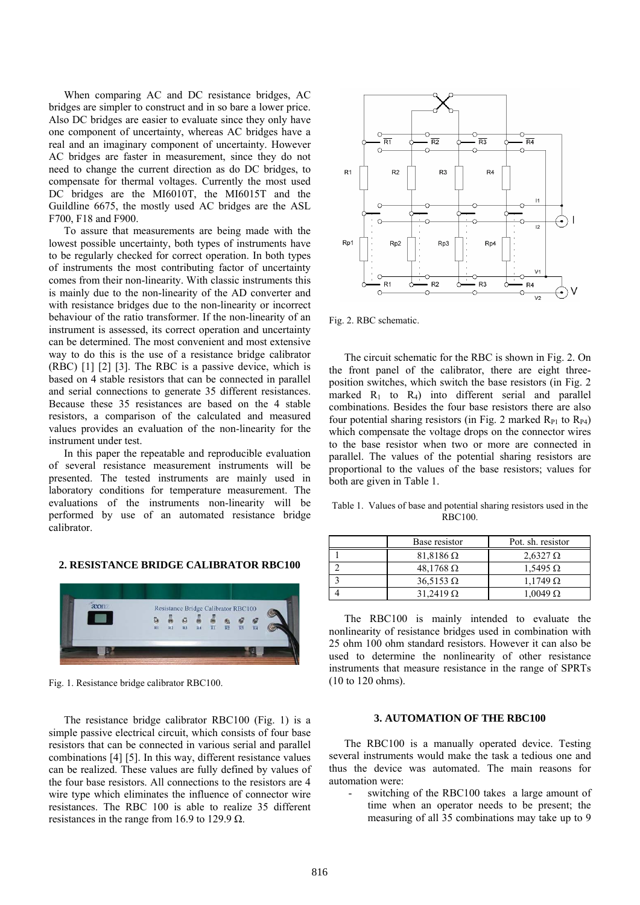When comparing AC and DC resistance bridges, AC bridges are simpler to construct and in so bare a lower price. Also DC bridges are easier to evaluate since they only have one component of uncertainty, whereas AC bridges have a real and an imaginary component of uncertainty. However AC bridges are faster in measurement, since they do not need to change the current direction as do DC bridges, to compensate for thermal voltages. Currently the most used DC bridges are the MI6010T, the MI6015T and the Guildline 6675, the mostly used AC bridges are the ASL F700, F18 and F900.

To assure that measurements are being made with the lowest possible uncertainty, both types of instruments have to be regularly checked for correct operation. In both types of instruments the most contributing factor of uncertainty comes from their non-linearity. With classic instruments this is mainly due to the non-linearity of the AD converter and with resistance bridges due to the non-linearity or incorrect behaviour of the ratio transformer. If the non-linearity of an instrument is assessed, its correct operation and uncertainty can be determined. The most convenient and most extensive way to do this is the use of a resistance bridge calibrator (RBC) [1] [2] [3]. The RBC is a passive device, which is based on 4 stable resistors that can be connected in parallel and serial connections to generate 35 different resistances. Because these 35 resistances are based on the 4 stable resistors, a comparison of the calculated and measured values provides an evaluation of the non-linearity for the instrument under test.

In this paper the repeatable and reproducible evaluation of several resistance measurement instruments will be presented. The tested instruments are mainly used in laboratory conditions for temperature measurement. The evaluations of the instruments non-linearity will be performed by use of an automated resistance bridge calibrator.

## 2. RESISTANCE BRIDGE CALIBRATOR RBC100

Fig. 1. Resistance bridge calibrator RBC100.

The resistance bridge calibrator RBC100 (Fig. 1) is a simple passive electrical circuit, which consists of four base resistors that can be connected in various serial and parallel combinations [4] [5]. In this way, different resistance values can be realized. These values are fully defined by values of the four base resistors. All connections to the resistors are 4 wire type which eliminates the influence of connector wire resistances. The RBC 100 is able to realize 35 different resistances in the range from 16.9 to 129.9 Ω.

Fig. 2. RBC schematic.

The circuit schematic for the RBC is shown in Fig. 2. On the front panel of the calibrator, there are eight three-position switches, which switch the base resistors (in Fig. 2 marked $R_1$ to $R_4$) into different serial and parallel combinations. Besides the four base resistors there are also four potential sharing resistors (in Fig. 2 marked $R_{P1}$ to $R_{P4}$) which compensate the voltage drops on the connector wires to the base resistor when two or more are connected in parallel. The values of the potential sharing resistors are proportional to the values of the base resistors; values for both are given in Table 1.

Table 1. Values of base and potential sharing resistors used in the RBC100.

| | Base resistor | Pot. sh. resistor |
|---|---|---|
| 1 | 81,8186 Ω | 2,6327 Ω |
| 2 | 48,1768 Ω | 1,5495 Ω |
| 3 | 36,5153 Ω | 1,1749 Ω |
| 4 | 31,2419 Ω | 1,0049 Ω |

The RBC100 is mainly intended to evaluate the nonlinearity of resistance bridges used in combination with 25 ohm 100 ohm standard resistors. However it can also be used to determine the nonlinearity of other resistance instruments that measure resistance in the range of SPRTs (10 to 120 ohms).

## 3. AUTOMATION OF THE RBC100

The RBC100 is a manually operated device. Testing several instruments would make the task a tedious one and thus the device was automated. The main reasons for automation were:

- switching of the RBC100 takes a large amount of time when an operator needs to be present; the measuring of all 35 combinations may take up to 9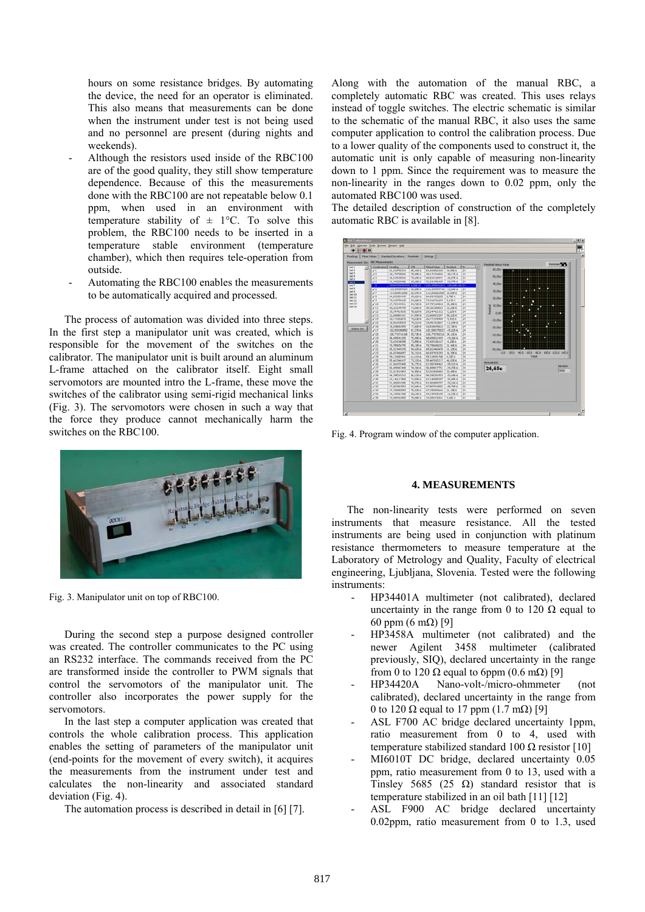hours on some resistance bridges. By automating the device, the need for an operator is eliminated. This also means that measurements can be done when the instrument under test is not being used and no personnel are present (during nights and weekends).

- Although the resistors used inside of the RBC100 are of the good quality, they still show temperature dependence. Because of this the measurements done with the RBC100 are not repeatable below 0.1 ppm, when used in an environment with temperature stability of ± 1°C. To solve this problem, the RBC100 needs to be inserted in a temperature stable environment (temperature chamber), which then requires tele-operation from outside.
- Automating the RBC100 enables the measurements to be automatically acquired and processed.

The process of automation was divided into three steps. In the first step a manipulator unit was created, which is responsible for the movement of the switches on the calibrator. The manipulator unit is built around an aluminum L-frame attached on the calibrator itself. Eight small servomotors are mounted intro the L-frame, these move the switches of the calibrator using semi-rigid mechanical links (Fig. 3). The servomotors were chosen in such a way that the force they produce cannot mechanically harm the switches on the RBC100.

Fig. 3. Manipulator unit on top of RBC100.

During the second step a purpose designed controller was created. The controller communicates to the PC using an RS232 interface. The commands received from the PC are transformed inside the controller to PWM signals that control the servomotors of the manipulator unit. The controller also incorporates the power supply for the servomotors.

In the last step a computer application was created that controls the whole calibration process. This application enables the setting of parameters of the manipulator unit (end-points for the movement of every switch), it acquires the measurements from the instrument under test and calculates the non-linearity and associated standard deviation (Fig. 4).

The automation process is described in detail in [6] [7].

Along with the automation of the manual RBC, a completely automatic RBC was created. This uses relays instead of toggle switches. The electric schematic is similar to the schematic of the manual RBC, it also uses the same computer application to control the calibration process. Due to a lower quality of the components used to construct it, the automatic unit is only capable of measuring non-linearity down to 1 ppm. Since the requirement was to measure the non-linearity in the ranges down to 0.02 ppm, only the automated RBC100 was used.

The detailed description of construction of the completely automatic RBC is available in [8].

Fig. 4. Program window of the computer application.

## 4. MEASUREMENTS

The non-linearity tests were performed on seven instruments that measure resistance. All the tested instruments are being used in conjunction with platinum resistance thermometers to measure temperature at the Laboratory of Metrology and Quality, Faculty of electrical engineering, Ljubljana, Slovenia. Tested were the following instruments:

- HP34401A multimeter (not calibrated), declared uncertainty in the range from 0 to 120 Ω equal to 60 ppm (6 mΩ) [9]
- HP3458A multimeter (not calibrated) and the newer Agilent 3458 multimeter (calibrated previously, SIQ), declared uncertainty in the range from 0 to 120 Ω equal to 6ppm (0.6 mΩ) [9]
- HP34420A Nano-volt-/micro-ohmmeter (not calibrated), declared uncertainty in the range from 0 to 120 Ω equal to 17 ppm (1.7 mΩ) [9]
- ASL F700 AC bridge declared uncertainty 1ppm, ratio measurement from 0 to 4, used with temperature stabilized standard 100 Ω resistor [10]
- MI6010T DC bridge, declared uncertainty 0.05 ppm, ratio measurement from 0 to 13, used with a Tinsley 5685 (25 Ω) standard resistor that is temperature stabilized in an oil bath [11] [12]
- ASL F900 AC bridge declared uncertainty 0.02ppm, ratio measurement from 0 to 1.3, used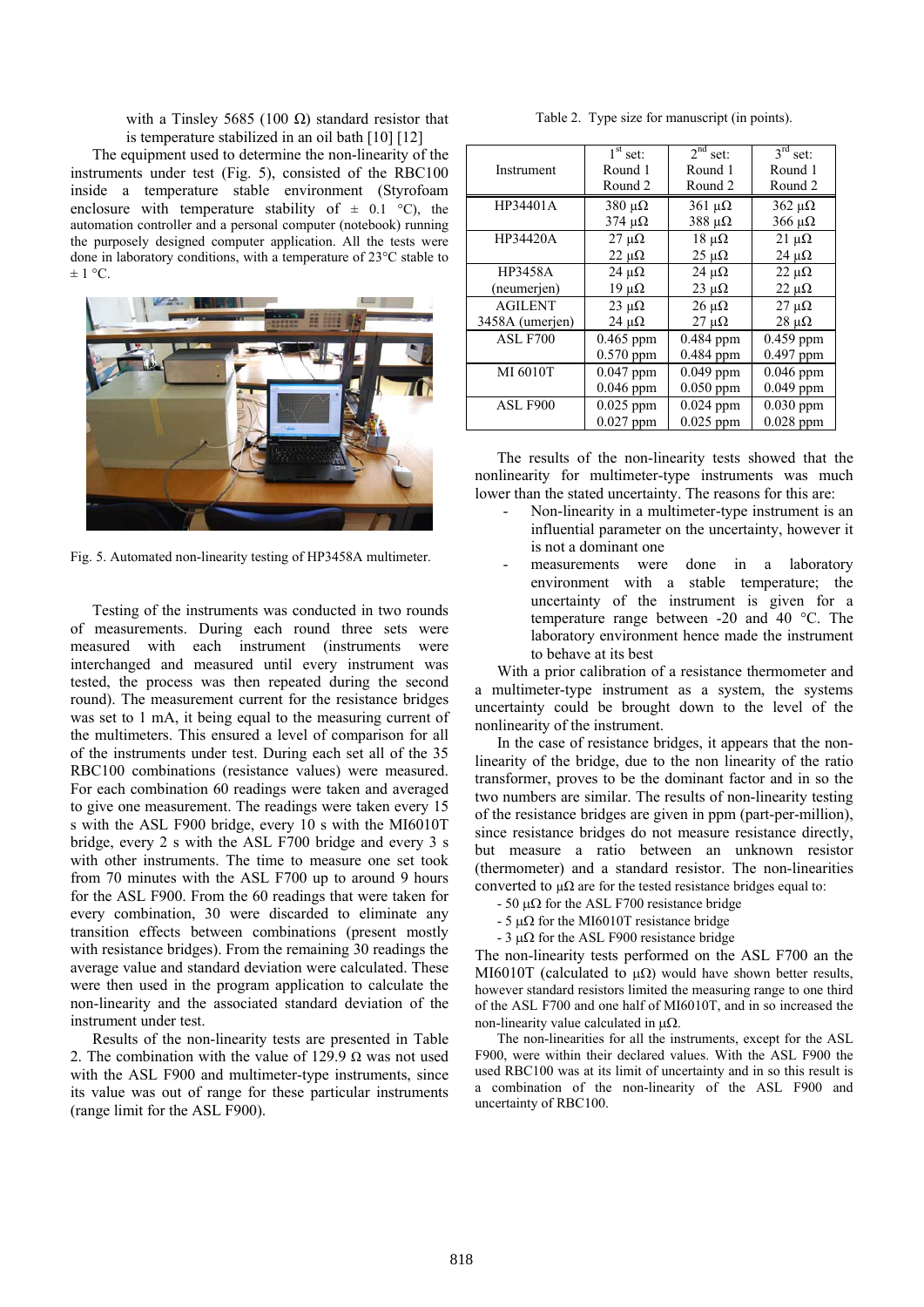with a Tinsley 5685 (100 Ω) standard resistor that is temperature stabilized in an oil bath [10] [12]

The equipment used to determine the non-linearity of the instruments under test (Fig. 5), consisted of the RBC100 inside a temperature stable environment (Styrofoam enclosure with temperature stability of ± 0.1 °C), the automation controller and a personal computer (notebook) running the purposely designed computer application. All the tests were done in laboratory conditions, with a temperature of 23°C stable to ± 1 °C.

Fig. 5. Automated non-linearity testing of HP3458A multimeter.

Testing of the instruments was conducted in two rounds of measurements. During each round three sets were measured with each instrument (instruments were interchanged and measured until every instrument was tested, the process was then repeated during the second round). The measurement current for the resistance bridges was set to 1 mA, it being equal to the measuring current of the multimeters. This ensured a level of comparison for all of the instruments under test. During each set all of the 35 RBC100 combinations (resistance values) were measured. For each combination 60 readings were taken and averaged to give one measurement. The readings were taken every 15 s with the ASL F900 bridge, every 10 s with the MI6010T bridge, every 2 s with the ASL F700 bridge and every 3 s with other instruments. The time to measure one set took from 70 minutes with the ASL F700 up to around 9 hours for the ASL F900. From the 60 readings that were taken for every combination, 30 were discarded to eliminate any transition effects between combinations (present mostly with resistance bridges). From the remaining 30 readings the average value and standard deviation were calculated. These were then used in the program application to calculate the non-linearity and the associated standard deviation of the instrument under test.

Results of the non-linearity tests are presented in Table 2. The combination with the value of 129.9 Ω was not used with the ASL F900 and multimeter-type instruments, since its value was out of range for these particular instruments (range limit for the ASL F900).

Table 2. Type size for manuscript (in points).

| Instrument | 1st set: Round 1 Round 2 | 2nd set: Round 1 Round 2 | 3rd set: Round 1 Round 2 |
|---|---|---|---|
| HP34401A | 380 μΩ<br>374 μΩ | 361 μΩ<br>388 μΩ | 362 μΩ<br>366 μΩ |
| HP34420A | 27 μΩ<br>22 μΩ | 18 μΩ<br>25 μΩ | 21 μΩ<br>24 μΩ |
| HP3458A (neumerjen) | 24 μΩ<br>19 μΩ | 24 μΩ<br>23 μΩ | 22 μΩ<br>22 μΩ |
| AGILENT 3458A (umerjen) | 23 μΩ<br>24 μΩ | 26 μΩ<br>27 μΩ | 27 μΩ<br>28 μΩ |
| ASL F700 | 0.465 ppm<br>0.570 ppm | 0.484 ppm<br>0.484 ppm | 0.459 ppm<br>0.497 ppm |
| MI 6010T | 0.047 ppm<br>0.046 ppm | 0.049 ppm<br>0.050 ppm | 0.046 ppm<br>0.049 ppm |
| ASL F900 | 0.025 ppm<br>0.027 ppm | 0.024 ppm<br>0.025 ppm | 0.030 ppm<br>0.028 ppm |

The results of the non-linearity tests showed that the nonlinearity for multimeter-type instruments was much lower than the stated uncertainty. The reasons for this are:

- Non-linearity in a multimeter-type instrument is an influential parameter on the uncertainty, however it is not a dominant one
- measurements were done in a laboratory environment with a stable temperature; the uncertainty of the instrument is given for a temperature range between -20 and 40 °C. The laboratory environment hence made the instrument to behave at its best

With a prior calibration of a resistance thermometer and a multimeter-type instrument as a system, the systems uncertainty could be brought down to the level of the nonlinearity of the instrument.

In the case of resistance bridges, it appears that the non-linearity of the bridge, due to the non linearity of the ratio transformer, proves to be the dominant factor and in so the two numbers are similar. The results of non-linearity testing of the resistance bridges are given in ppm (part-per-million), since resistance bridges do not measure resistance directly, but measure a ratio between an unknown resistor (thermometer) and a standard resistor. The non-linearities converted to μΩ are for the tested resistance bridges equal to:

- 50 μΩ for the ASL F700 resistance bridge
- 5 μΩ for the MI6010T resistance bridge
- 3 μΩ for the ASL F900 resistance bridge

The non-linearity tests performed on the ASL F700 an the MI6010T (calculated to μΩ) would have shown better results, however standard resistors limited the measuring range to one third of the ASL F700 and one half of MI6010T, and in so increased the non-linearity value calculated in μΩ.

The non-linearities for all the instruments, except for the ASL F900, were within their declared values. With the ASL F900 the used RBC100 was at its limit of uncertainty and in so this result is a combination of the non-linearity of the ASL F900 and uncertainty of RBC100.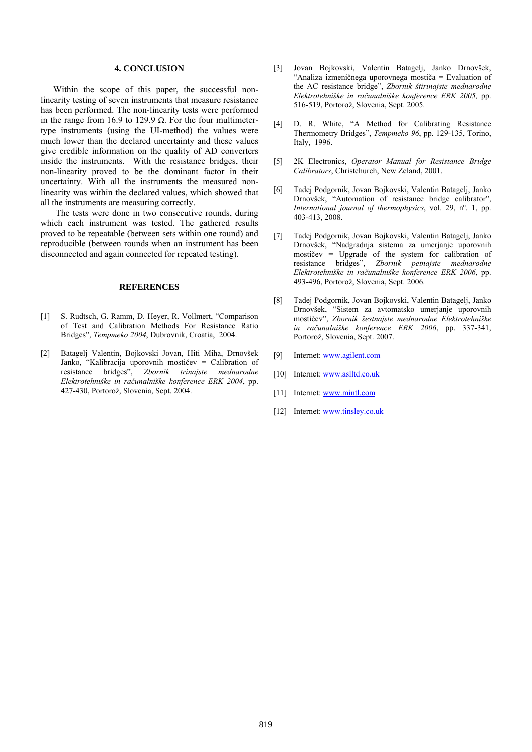## 4. CONCLUSION

Within the scope of this paper, the successful non-linearity testing of seven instruments that measure resistance has been performed. The non-linearity tests were performed in the range from 16.9 to 129.9 Ω. For the four multimeter-type instruments (using the UI-method) the values were much lower than the declared uncertainty and these values give credible information on the quality of AD converters inside the instruments. With the resistance bridges, their non-linearity proved to be the dominant factor in their uncertainty. With all the instruments the measured non-linearity was within the declared values, which showed that all the instruments are measuring correctly.

The tests were done in two consecutive rounds, during which each instrument was tested. The gathered results proved to be repeatable (between sets within one round) and reproducible (between rounds when an instrument has been disconnected and again connected for repeated testing).

## REFERENCES

[1] S. Rudtsch, G. Ramm, D. Heyer, R. Vollmert, "Comparison of Test and Calibration Methods For Resistance Ratio Bridges", *Tempmeko 2004*, Dubrovnik, Croatia, 2004.

[2] Batagelj Valentin, Bojkovski Jovan, Hiti Miha, Drnovšek Janko, "Kalibracija uporovnih mostičev = Calibration of resistance bridges", *Zbornik trinajste mednarodne Elektrotehniške in računalniške konference ERK 2004*, pp. 427-430, Portorož, Slovenia, Sept. 2004.

[3] Jovan Bojkovski, Valentin Batagelj, Janko Drnovšek, "Analiza izmeničnega uporovnega mostiča = Evaluation of the AC resistance bridge", *Zbornik štirinajste mednarodne Elektrotehniške in računalniške konference ERK 2005,* pp. 516-519, Portorož, Slovenia, Sept. 2005.

[4] D. R. White, "A Method for Calibrating Resistance Thermometry Bridges", *Tempmeko 96*, pp. 129-135, Torino, Italy, 1996.

[5] 2K Electronics, *Operator Manual for Resistance Bridge Calibrators*, Christchurch, New Zeland, 2001.

[6] Tadej Podgornik, Jovan Bojkovski, Valentin Batagelj, Janko Drnovšek, "Automation of resistance bridge calibrator", *International journal of thermophysics*, vol. 29, nº. 1, pp. 403-413, 2008.

[7] Tadej Podgornik, Jovan Bojkovski, Valentin Batagelj, Janko Drnovšek, "Nadgradnja sistema za umerjanje uporovnih mostičev = Upgrade of the system for calibration of resistance bridges", *Zbornik petnajste mednarodne Elektrotehniške in računalniške konference ERK 2006*, pp. 493-496, Portorož, Slovenia, Sept. 2006.

[8] Tadej Podgornik, Jovan Bojkovski, Valentin Batagelj, Janko Drnovšek, "Sistem za avtomatsko umerjanje uporovnih mostičev", *Zbornik šestnajste mednarodne Elektrotehniške in računalniške konference ERK 2006*, pp. 337-341, Portorož, Slovenia, Sept. 2007.

[9] Internet: www.agilent.com

[10] Internet: www.aslltd.co.uk

[11] Internet: www.mintl.com

[12] Internet: www.tinsley.co.uk